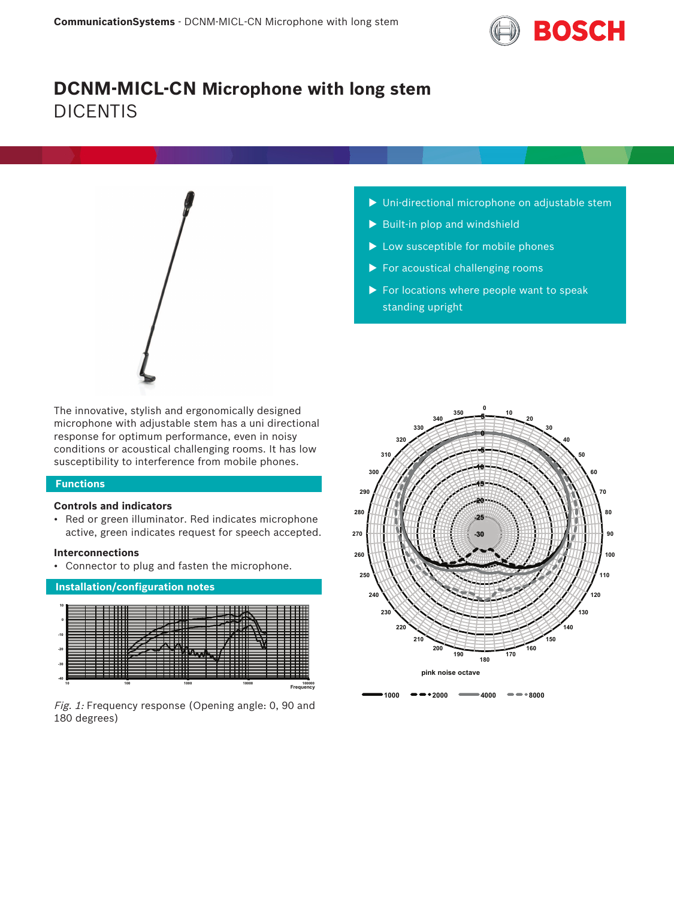# DCNM-MICL-CN Microphone with long stem

DICENTIS

- Uni-directional microphone on adjustable stem
- Built-in plop and windshield
- Low susceptible for mobile phones
- For acoustical challenging rooms
- For locations where people want to speak standing upright

The innovative, stylish and ergonomically designed microphone with adjustable stem has a uni directional response for optimum performance, even in noisy conditions or acoustical challenging rooms. It has low susceptibility to interference from mobile phones.

## Functions

### Controls and indicators

- Red or green illuminator. Red indicates microphone active, green indicates request for speech accepted.

### Interconnections

- Connector to plug and fasten the microphone.

## Installation/configuration notes

*Fig. 1:* Frequency response (Opening angle: 0, 90 and 180 degrees)

pink noise octave

1000 2000 4000 8000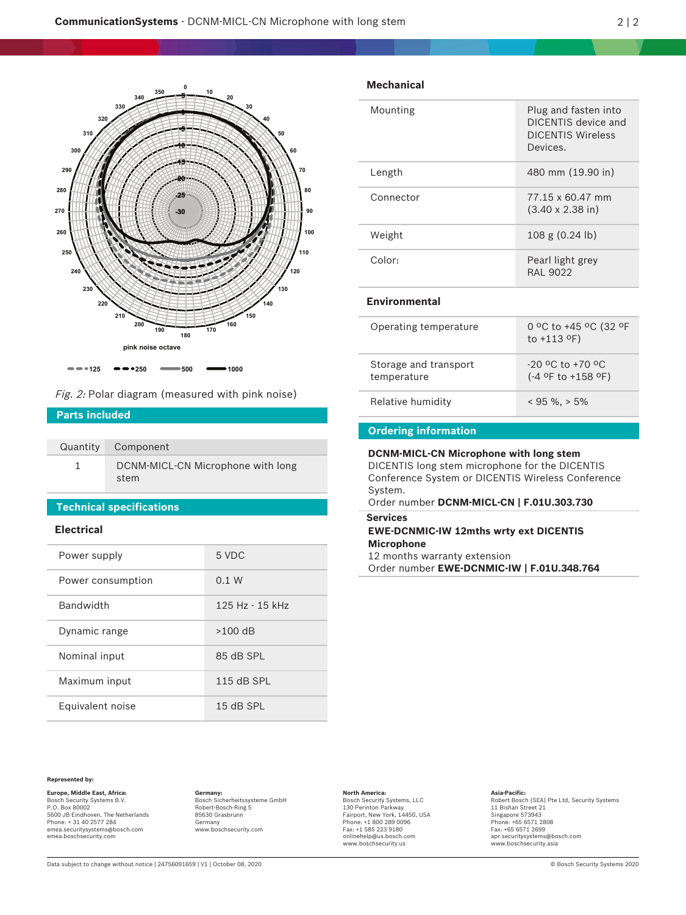0
10
20
30
40
50
60
70
80
90
100
110
120
130
140
150
160
170
180
190
200
210
220
230
240
250
260
270
280
290
300
310
320
330
340
350

0
-5
-10
-15
-20
-25
-30

pink noise octave

125 250 500 1000

*Fig. 2:* Polar diagram (measured with pink noise)

## Parts included

| Quantity | Component |
| --- | --- |
| 1 | DCNM-MICL-CN Microphone with long stem |

## Technical specifications

### Electrical

| | |
| --- | --- |
| Power supply | 5 VDC |
| Power consumption | 0.1 W |
| Bandwidth | 125 Hz - 15 kHz |
| Dynamic range | >100 dB |
| Nominal input | 85 dB SPL |
| Maximum input | 115 dB SPL |
| Equivalent noise | 15 dB SPL |

### Mechanical

| | |
| --- | --- |
| Mounting | Plug and fasten into DICENTIS device and DICENTIS Wireless Devices. |
| Length | 480 mm (19.90 in) |
| Connector | 77.15 x 60.47 mm (3.40 x 2.38 in) |
| Weight | 108 g (0.24 lb) |
| Color: | Pearl light grey RAL 9022 |

### Environmental

| | |
| --- | --- |
| Operating temperature | 0 ºC to +45 ºC (32 ºF to +113 ºF) |
| Storage and transport temperature | -20 ºC to +70 ºC (-4 ºF to +158 ºF) |
| Relative humidity | < 95 %, > 5% |

## Ordering information

**DCNM-MICL-CN Microphone with long stem**
DICENTIS long stem microphone for the DICENTIS Conference System or DICENTIS Wireless Conference System.
Order number **DCNM-MICL-CN | F.01U.303.730**

**Services**

**EWE-DCNMIC-IW 12mths wrty ext DICENTIS Microphone**
12 months warranty extension
Order number **EWE-DCNMIC-IW | F.01U.348.764**

**Represented by:**

**Europe, Middle East, Africa:**
Bosch Security Systems B.V.
P.O. Box 80002
5600 JB Eindhoven, The Netherlands
Phone: + 31 40 2577 284
emea.securitysystems@bosch.com
emea.boschsecurity.com

**Germany:**
Bosch Sicherheitssysteme GmbH
Robert-Bosch-Ring 5
85630 Grasbrunn
Germany
www.boschsecurity.com

**North America:**
Bosch Security Systems, LLC
130 Perinton Parkway
Fairport, New York, 14450, USA
Phone: +1 800 289 0096
Fax: +1 585 223 9180
onlinehelp@us.bosch.com
www.boschsecurity.us

**Asia-Pacific:**
Robert Bosch (SEA) Pte Ltd, Security Systems
11 Bishan Street 21
Singapore 573943
Phone: +65 6571 2808
Fax: +65 6571 2699
apr.securitysystems@bosch.com
www.boschsecurity.asia

Data subject to change without notice | 24756091659 | V1 | October 08, 2020

© Bosch Security Systems 2020